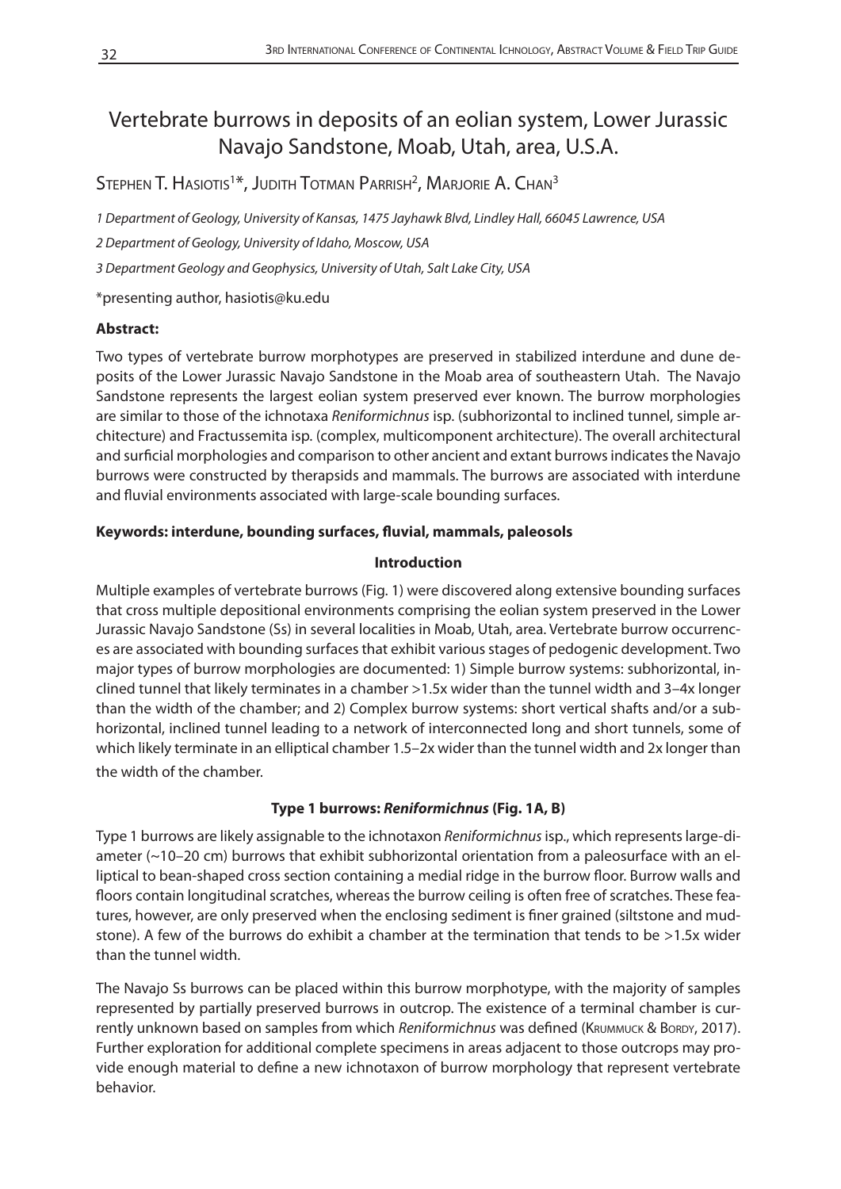# Vertebrate burrows in deposits of an eolian system, Lower Jurassic Navajo Sandstone, Moab, Utah, area, U.S.A.

Stephen T. Hasiotis[1]*, Judith Totman Parrish[2], Marjorie A. Chan[3]

*1 Department of Geology, University of Kansas, 1475 Jayhawk Blvd, Lindley Hall, 66045 Lawrence, USA*

*2 Department of Geology, University of Idaho, Moscow, USA*

*3 Department Geology and Geophysics, University of Utah, Salt Lake City, USA*

*presenting author, hasiotis@ku.edu

**Abstract:**

Two types of vertebrate burrow morphotypes are preserved in stabilized interdune and dune deposits of the Lower Jurassic Navajo Sandstone in the Moab area of southeastern Utah. The Navajo Sandstone represents the largest eolian system preserved ever known. The burrow morphologies are similar to those of the ichnotaxa *Reniformichnus* isp. (subhorizontal to inclined tunnel, simple architecture) and Fractussemita isp. (complex, multicomponent architecture). The overall architectural and surficial morphologies and comparison to other ancient and extant burrows indicates the Navajo burrows were constructed by therapsids and mammals. The burrows are associated with interdune and fluvial environments associated with large-scale bounding surfaces.

**Keywords: interdune, bounding surfaces, fluvial, mammals, paleosols**

## Introduction

Multiple examples of vertebrate burrows (Fig. 1) were discovered along extensive bounding surfaces that cross multiple depositional environments comprising the eolian system preserved in the Lower Jurassic Navajo Sandstone (Ss) in several localities in Moab, Utah, area. Vertebrate burrow occurrences are associated with bounding surfaces that exhibit various stages of pedogenic development. Two major types of burrow morphologies are documented: 1) Simple burrow systems: subhorizontal, inclined tunnel that likely terminates in a chamber >1.5x wider than the tunnel width and 3–4x longer than the width of the chamber; and 2) Complex burrow systems: short vertical shafts and/or a subhorizontal, inclined tunnel leading to a network of interconnected long and short tunnels, some of which likely terminate in an elliptical chamber 1.5–2x wider than the tunnel width and 2x longer than the width of the chamber.

## Type 1 burrows: *Reniformichnus* (Fig. 1A, B)

Type 1 burrows are likely assignable to the ichnotaxon *Reniformichnus* isp., which represents large-diameter (~10–20 cm) burrows that exhibit subhorizontal orientation from a paleosurface with an elliptical to bean-shaped cross section containing a medial ridge in the burrow floor. Burrow walls and floors contain longitudinal scratches, whereas the burrow ceiling is often free of scratches. These features, however, are only preserved when the enclosing sediment is finer grained (siltstone and mudstone). A few of the burrows do exhibit a chamber at the termination that tends to be >1.5x wider than the tunnel width.

The Navajo Ss burrows can be placed within this burrow morphotype, with the majority of samples represented by partially preserved burrows in outcrop. The existence of a terminal chamber is currently unknown based on samples from which *Reniformichnus* was defined (Krummuck & Bordy, 2017). Further exploration for additional complete specimens in areas adjacent to those outcrops may provide enough material to define a new ichnotaxon of burrow morphology that represent vertebrate behavior.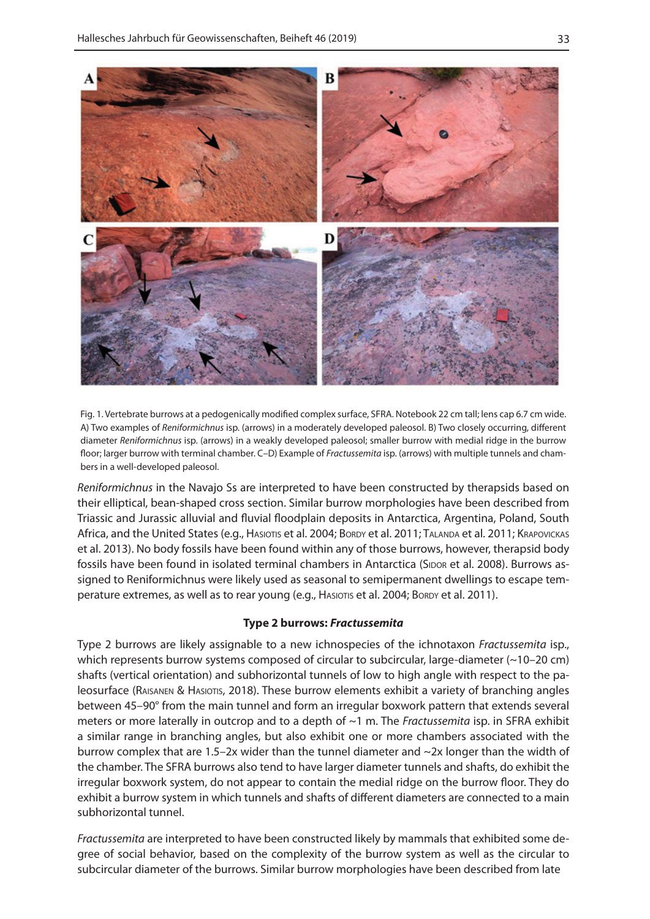Fig. 1. Vertebrate burrows at a pedogenically modified complex surface, SFRA. Notebook 22 cm tall; lens cap 6.7 cm wide. A) Two examples of *Reniformichnus* isp. (arrows) in a moderately developed paleosol. B) Two closely occurring, different diameter *Reniformichnus* isp. (arrows) in a weakly developed paleosol; smaller burrow with medial ridge in the burrow floor; larger burrow with terminal chamber. C–D) Example of *Fractussemita* isp. (arrows) with multiple tunnels and chambers in a well-developed paleosol.

*Reniformichnus* in the Navajo Ss are interpreted to have been constructed by therapsids based on their elliptical, bean-shaped cross section. Similar burrow morphologies have been described from Triassic and Jurassic alluvial and fluvial floodplain deposits in Antarctica, Argentina, Poland, South Africa, and the United States (e.g., Hasiotis et al. 2004; Bordy et al. 2011; Talanda et al. 2011; Krapovickas et al. 2013). No body fossils have been found within any of those burrows, however, therapsid body fossils have been found in isolated terminal chambers in Antarctica (Sidor et al. 2008). Burrows assigned to Reniformichnus were likely used as seasonal to semipermanent dwellings to escape temperature extremes, as well as to rear young (e.g., Hasiotis et al. 2004; Bordy et al. 2011).

### Type 2 burrows: *Fractussemita*

Type 2 burrows are likely assignable to a new ichnospecies of the ichnotaxon *Fractussemita* isp., which represents burrow systems composed of circular to subcircular, large-diameter (~10–20 cm) shafts (vertical orientation) and subhorizontal tunnels of low to high angle with respect to the paleosurface (Raisanen & Hasiotis, 2018). These burrow elements exhibit a variety of branching angles between 45–90° from the main tunnel and form an irregular boxwork pattern that extends several meters or more laterally in outcrop and to a depth of ~1 m. The *Fractussemita* isp. in SFRA exhibit a similar range in branching angles, but also exhibit one or more chambers associated with the burrow complex that are 1.5–2x wider than the tunnel diameter and ~2x longer than the width of the chamber. The SFRA burrows also tend to have larger diameter tunnels and shafts, do exhibit the irregular boxwork system, do not appear to contain the medial ridge on the burrow floor. They do exhibit a burrow system in which tunnels and shafts of different diameters are connected to a main subhorizontal tunnel.

*Fractussemita* are interpreted to have been constructed likely by mammals that exhibited some degree of social behavior, based on the complexity of the burrow system as well as the circular to subcircular diameter of the burrows. Similar burrow morphologies have been described from late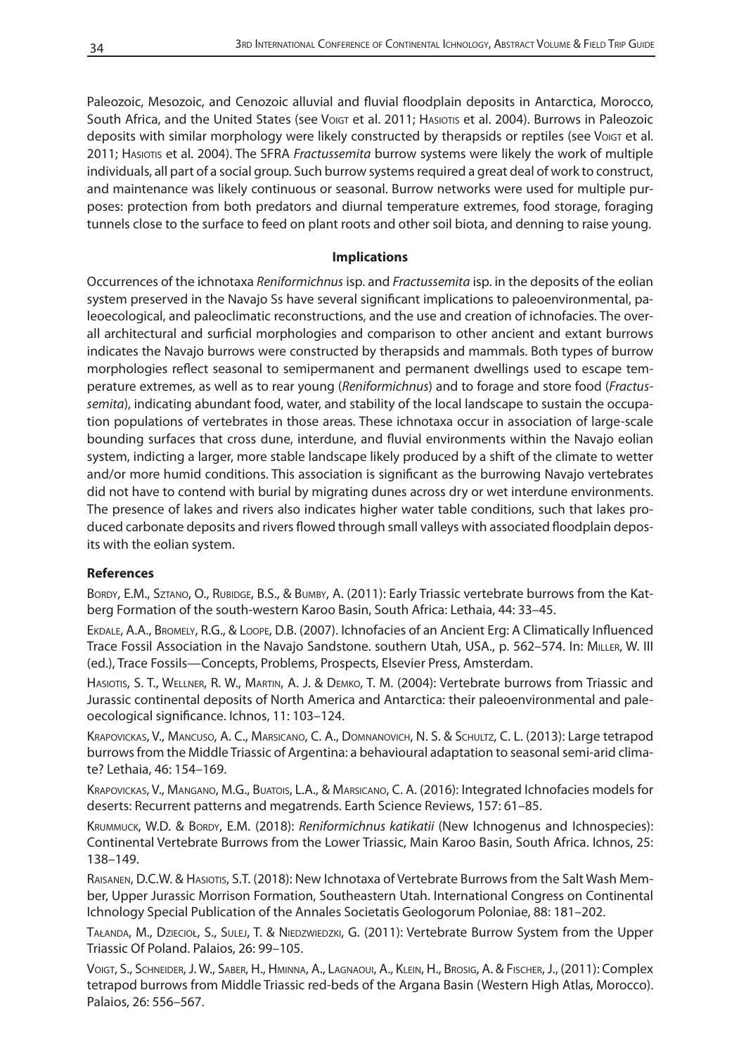Paleozoic, Mesozoic, and Cenozoic alluvial and fluvial floodplain deposits in Antarctica, Morocco, South Africa, and the United States (see Voigt et al. 2011; Hasiotis et al. 2004). Burrows in Paleozoic deposits with similar morphology were likely constructed by therapsids or reptiles (see Voigt et al. 2011; Hasiotis et al. 2004). The SFRA *Fractussemita* burrow systems were likely the work of multiple individuals, all part of a social group. Such burrow systems required a great deal of work to construct, and maintenance was likely continuous or seasonal. Burrow networks were used for multiple purposes: protection from both predators and diurnal temperature extremes, food storage, foraging tunnels close to the surface to feed on plant roots and other soil biota, and denning to raise young.

## Implications

Occurrences of the ichnotaxa *Reniformichnus* isp. and *Fractussemita* isp. in the deposits of the eolian system preserved in the Navajo Ss have several significant implications to paleoenvironmental, paleoecological, and paleoclimatic reconstructions, and the use and creation of ichnofacies. The overall architectural and surficial morphologies and comparison to other ancient and extant burrows indicates the Navajo burrows were constructed by therapsids and mammals. Both types of burrow morphologies reflect seasonal to semipermanent and permanent dwellings used to escape temperature extremes, as well as to rear young (*Reniformichnus*) and to forage and store food (*Fractussemita*), indicating abundant food, water, and stability of the local landscape to sustain the occupation populations of vertebrates in those areas. These ichnotaxa occur in association of large-scale bounding surfaces that cross dune, interdune, and fluvial environments within the Navajo eolian system, indicting a larger, more stable landscape likely produced by a shift of the climate to wetter and/or more humid conditions. This association is significant as the burrowing Navajo vertebrates did not have to contend with burial by migrating dunes across dry or wet interdune environments. The presence of lakes and rivers also indicates higher water table conditions, such that lakes produced carbonate deposits and rivers flowed through small valleys with associated floodplain deposits with the eolian system.

### References

Bordy, E.M., Sztano, O., Rubidge, B.S., & Bumby, A. (2011): Early Triassic vertebrate burrows from the Katberg Formation of the south-western Karoo Basin, South Africa: Lethaia, 44: 33–45.

Ekdale, A.A., Bromely, R.G., & Loope, D.B. (2007). Ichnofacies of an Ancient Erg: A Climatically Influenced Trace Fossil Association in the Navajo Sandstone. southern Utah, USA., p. 562–574. In: Miller, W. III (ed.), Trace Fossils—Concepts, Problems, Prospects, Elsevier Press, Amsterdam.

Hasiotis, S. T., Wellner, R. W., Martin, A. J. & Demko, T. M. (2004): Vertebrate burrows from Triassic and Jurassic continental deposits of North America and Antarctica: their paleoenvironmental and paleoecological significance. Ichnos, 11: 103–124.

Krapovickas, V., Mancuso, A. C., Marsicano, C. A., Domnanovich, N. S. & Schultz, C. L. (2013): Large tetrapod burrows from the Middle Triassic of Argentina: a behavioural adaptation to seasonal semi-arid climate? Lethaia, 46: 154–169.

Krapovickas, V., Mangano, M.G., Buatois, L.A., & Marsicano, C. A. (2016): Integrated Ichnofacies models for deserts: Recurrent patterns and megatrends. Earth Science Reviews, 157: 61–85.

Krummuck, W.D. & Bordy, E.M. (2018): *Reniformichnus katikatii* (New Ichnogenus and Ichnospecies): Continental Vertebrate Burrows from the Lower Triassic, Main Karoo Basin, South Africa. Ichnos, 25: 138–149.

Raisanen, D.C.W. & Hasiotis, S.T. (2018): New Ichnotaxa of Vertebrate Burrows from the Salt Wash Member, Upper Jurassic Morrison Formation, Southeastern Utah. International Congress on Continental Ichnology Special Publication of the Annales Societatis Geologorum Poloniae, 88: 181–202.

Tałanda, M., Dzieciol, S., Sulej, T. & Niedzwiedzki, G. (2011): Vertebrate Burrow System from the Upper Triassic Of Poland. Palaios, 26: 99–105.

Voigt, S., Schneider, J. W., Saber, H., Hminna, A., Lagnaoui, A., Klein, H., Brosig, A. & Fischer, J., (2011): Complex tetrapod burrows from Middle Triassic red-beds of the Argana Basin (Western High Atlas, Morocco). Palaios, 26: 556–567.